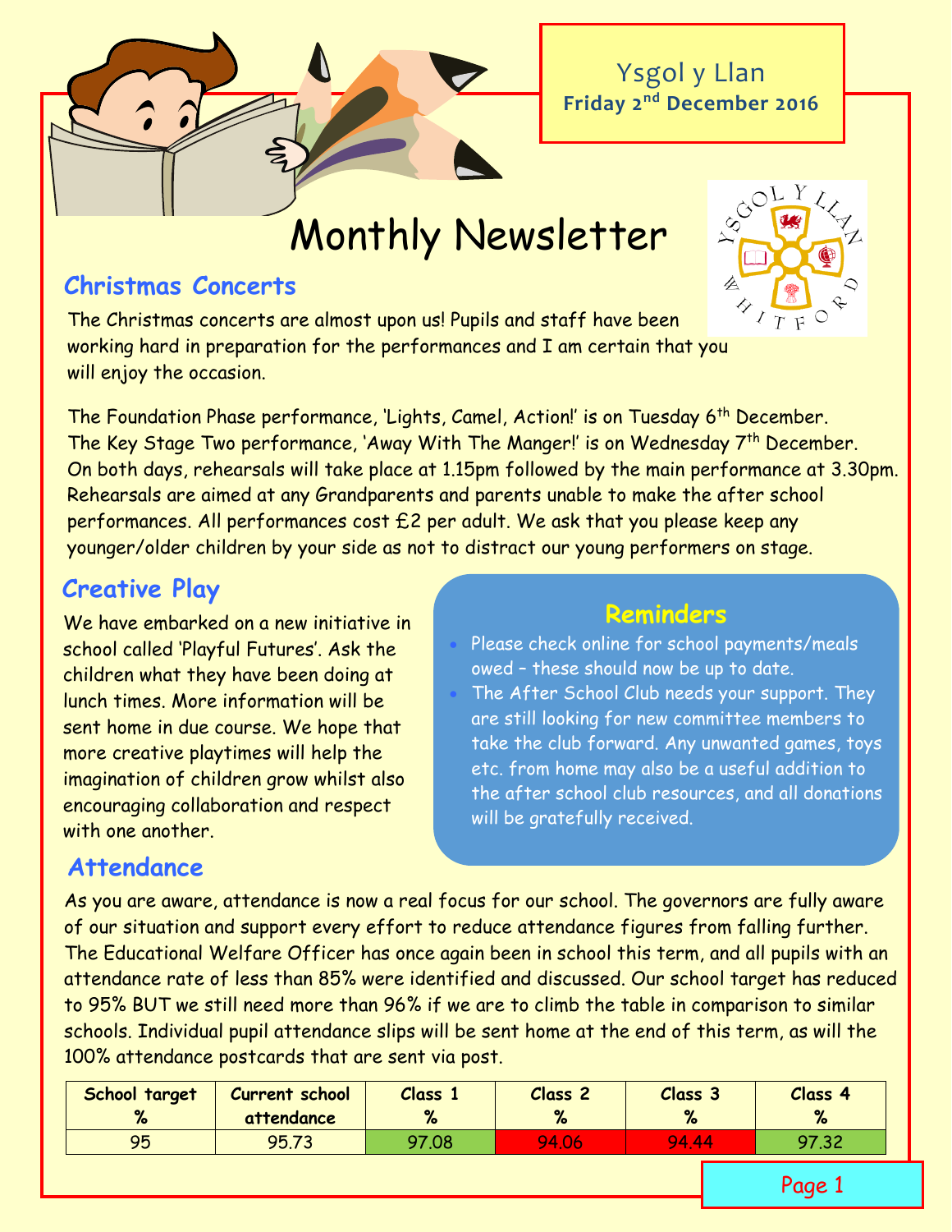Ysgol y Llan
**Friday 2nd December 2016**

# Monthly Newsletter

## Christmas Concerts

The Christmas concerts are almost upon us! Pupils and staff have been working hard in preparation for the performances and I am certain that you will enjoy the occasion.

The Foundation Phase performance, 'Lights, Camel, Action!' is on Tuesday 6th December. The Key Stage Two performance, 'Away With The Manger!' is on Wednesday 7th December. On both days, rehearsals will take place at 1.15pm followed by the main performance at 3.30pm. Rehearsals are aimed at any Grandparents and parents unable to make the after school performances. All performances cost £2 per adult. We ask that you please keep any younger/older children by your side as not to distract our young performers on stage.

## Creative Play

We have embarked on a new initiative in school called 'Playful Futures'. Ask the children what they have been doing at lunch times. More information will be sent home in due course. We hope that more creative playtimes will help the imagination of children grow whilst also encouraging collaboration and respect with one another.

## Reminders

- Please check online for school payments/meals owed – these should now be up to date.
- The After School Club needs your support. They are still looking for new committee members to take the club forward. Any unwanted games, toys etc. from home may also be a useful addition to the after school club resources, and all donations will be gratefully received.

## Attendance

As you are aware, attendance is now a real focus for our school. The governors are fully aware of our situation and support every effort to reduce attendance figures from falling further. The Educational Welfare Officer has once again been in school this term, and all pupils with an attendance rate of less than 85% were identified and discussed. Our school target has reduced to 95% BUT we still need more than 96% if we are to climb the table in comparison to similar schools. Individual pupil attendance slips will be sent home at the end of this term, as will the 100% attendance postcards that are sent via post.

| School target % | Current school attendance | Class 1 % | Class 2 % | Class 3 % | Class 4 % |
|---|---|---|---|---|---|
| 95 | 95.73 | 97.08 | 94.06 | 94.44 | 97.32 |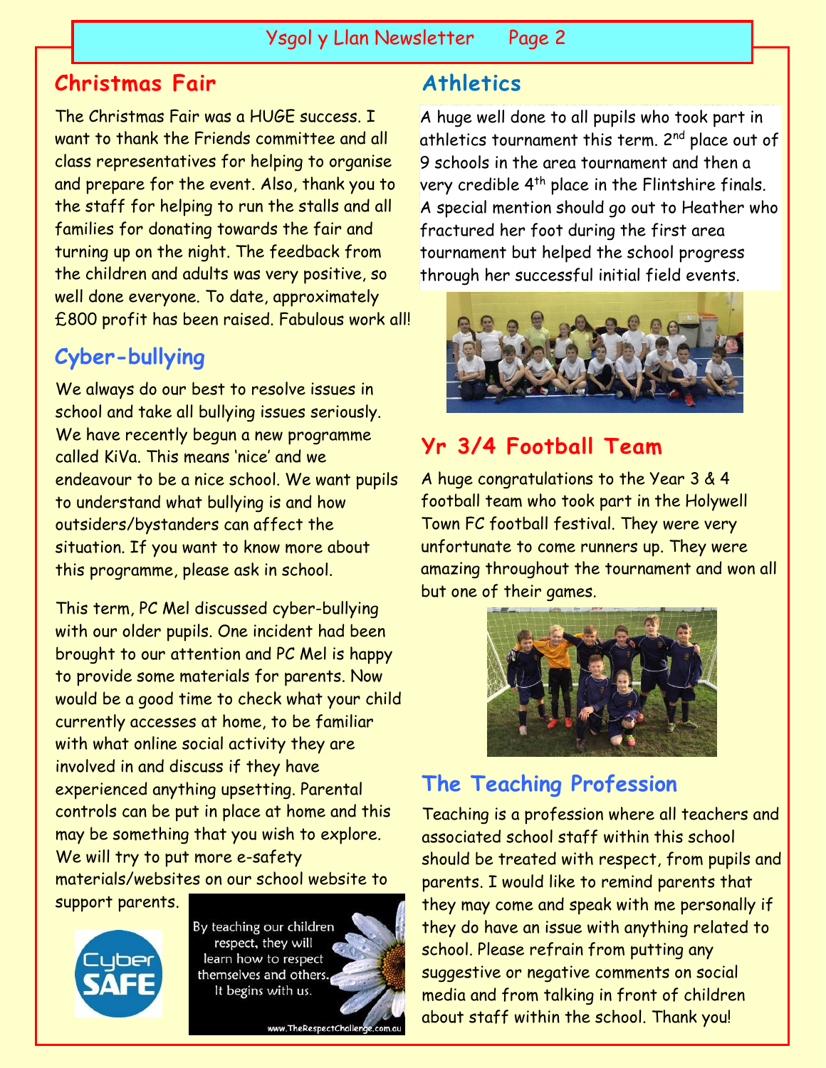## Christmas Fair

The Christmas Fair was a HUGE success. I want to thank the Friends committee and all class representatives for helping to organise and prepare for the event. Also, thank you to the staff for helping to run the stalls and all families for donating towards the fair and turning up on the night. The feedback from the children and adults was very positive, so well done everyone. To date, approximately £800 profit has been raised. Fabulous work all!

## Cyber-bullying

We always do our best to resolve issues in school and take all bullying issues seriously. We have recently begun a new programme called KiVa. This means 'nice' and we endeavour to be a nice school. We want pupils to understand what bullying is and how outsiders/bystanders can affect the situation. If you want to know more about this programme, please ask in school.

This term, PC Mel discussed cyber-bullying with our older pupils. One incident had been brought to our attention and PC Mel is happy to provide some materials for parents. Now would be a good time to check what your child currently accesses at home, to be familiar with what online social activity they are involved in and discuss if they have experienced anything upsetting. Parental controls can be put in place at home and this may be something that you wish to explore. We will try to put more e-safety materials/websites on our school website to support parents.

## Athletics

A huge well done to all pupils who took part in athletics tournament this term. 2nd place out of 9 schools in the area tournament and then a very credible 4th place in the Flintshire finals. A special mention should go out to Heather who fractured her foot during the first area tournament but helped the school progress through her successful initial field events.

## Yr 3/4 Football Team

A huge congratulations to the Year 3 & 4 football team who took part in the Holywell Town FC football festival. They were very unfortunate to come runners up. They were amazing throughout the tournament and won all but one of their games.

## The Teaching Profession

Teaching is a profession where all teachers and associated school staff within this school should be treated with respect, from pupils and parents. I would like to remind parents that they may come and speak with me personally if they do have an issue with anything related to school. Please refrain from putting any suggestive or negative comments on social media and from talking in front of children about staff within the school. Thank you!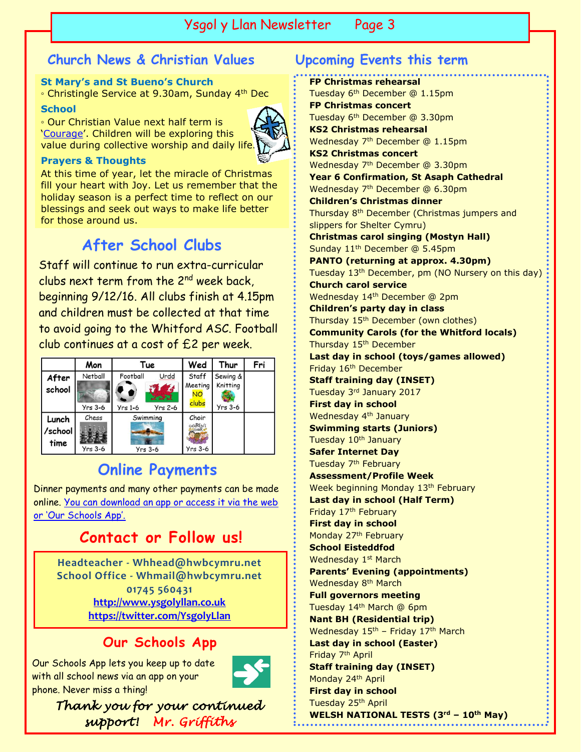# Ysgol y Llan Newsletter

## Church News & Christian Values

### St Mary's and St Bueno's Church

◦ Christingle Service at 9.30am, Sunday 4th Dec

### School

◦ Our Christian Value next half term is 'Courage'. Children will be exploring this value during collective worship and daily life.

### Prayers & Thoughts

At this time of year, let the miracle of Christmas fill your heart with Joy. Let us remember that the holiday season is a perfect time to reflect on our blessings and seek out ways to make life better for those around us.

## After School Clubs

Staff will continue to run extra-curricular clubs next term from the 2nd week back, beginning 9/12/16. All clubs finish at 4.15pm and children must be collected at that time to avoid going to the Whitford ASC. Football club continues at a cost of £2 per week.

| | Mon | Tue | | Wed | Thur | Fri |
|---|---|---|---|---|---|---|
| After school | Netball Yrs 3-6 | Football Yrs 1-6 | Urdd Yrs 2-6 | Staff Meeting NO clubs | Sewing & Knitting Yrs 3-6 | |
| Lunch /school time | Chess Yrs 3-6 | Swimming Yrs 3-6 | | Choir Yrs 3-6 | | |

## Online Payments

Dinner payments and many other payments can be made online. You can download an app or access it via the web or 'Our Schools App'.

## Contact or Follow us!

Headteacher - Whhead@hwbcymru.net
School Office - Whmail@hwbcymru.net
01745 560431
http://www.ysgolyllan.co.uk
https://twitter.com/YsgolyLlan

## Our Schools App

Our Schools App lets you keep up to date with all school news via an app on your phone. Never miss a thing!

*Thank you for your continued support!* Mr. Griffiths

## Upcoming Events this term

**FP Christmas rehearsal**
Tuesday 6th December @ 1.15pm

**FP Christmas concert**
Tuesday 6th December @ 3.30pm

**KS2 Christmas rehearsal**
Wednesday 7th December @ 1.15pm

**KS2 Christmas concert**
Wednesday 7th December @ 3.30pm

**Year 6 Confirmation, St Asaph Cathedral**
Wednesday 7th December @ 6.30pm

**Children's Christmas dinner**
Thursday 8th December (Christmas jumpers and slippers for Shelter Cymru)

**Christmas carol singing (Mostyn Hall)**
Sunday 11th December @ 5.45pm

**PANTO (returning at approx. 4.30pm)**
Tuesday 13th December, pm (NO Nursery on this day)

**Church carol service**
Wednesday 14th December @ 2pm

**Children's party day in class**
Thursday 15th December (own clothes)

**Community Carols (for the Whitford locals)**
Thursday 15th December

**Last day in school (toys/games allowed)**
Friday 16th December

**Staff training day (INSET)**
Tuesday 3rd January 2017

**First day in school**
Wednesday 4th January

**Swimming starts (Juniors)**
Tuesday 10th January

**Safer Internet Day**
Tuesday 7th February

**Assessment/Profile Week**
Week beginning Monday 13th February

**Last day in school (Half Term)**
Friday 17th February

**First day in school**
Monday 27th February

**School Eisteddfod**
Wednesday 1st March

**Parents' Evening (appointments)**
Wednesday 8th March

**Full governors meeting**
Tuesday 14th March @ 6pm

**Nant BH (Residential trip)**
Wednesday 15th – Friday 17th March

**Last day in school (Easter)**
Friday 7th April

**Staff training day (INSET)**
Monday 24th April

**First day in school**
Tuesday 25th April

**WELSH NATIONAL TESTS (3rd – 10th May)**